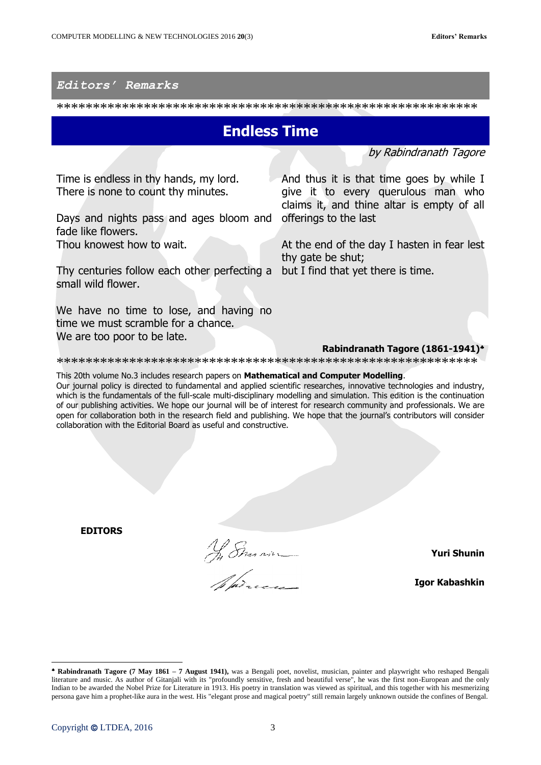## *Editors' Remarks*

********************************************************

# Endless Time

*by Rabindranath Tagore*

Time is endless in thy hands, my lord.
There is none to count thy minutes.

Days and nights pass and ages bloom and fade like flowers.
Thou knowest how to wait.

Thy centuries follow each other perfecting a small wild flower.

We have no time to lose, and having no time we must scramble for a chance.
We are too poor to be late.

And thus it is that time goes by while I give it to every querulous man who claims it, and thine altar is empty of all offerings to the last

At the end of the day I hasten in fear lest thy gate be shut;
but I find that yet there is time.

**Rabindranath Tagore (1861-1941)**[♣]

********************************************************

This 20th volume No.3 includes research papers on **Mathematical and Computer Modelling**.

Our journal policy is directed to fundamental and applied scientific researches, innovative technologies and industry, which is the fundamentals of the full-scale multi-disciplinary modelling and simulation. This edition is the continuation of our publishing activities. We hope our journal will be of interest for research community and professionals. We are open for collaboration both in the research field and publishing. We hope that the journal's contributors will consider collaboration with the Editorial Board as useful and constructive.

**EDITORS**

**Yuri Shunin**

**Igor Kabashkin**

---

[♣] **Rabindranath Tagore (7 May 1861 – 7 August 1941),** was a Bengali poet, novelist, musician, painter and playwright who reshaped Bengali literature and music. As author of Gitanjali with its "profoundly sensitive, fresh and beautiful verse", he was the first non-European and the only Indian to be awarded the Nobel Prize for Literature in 1913. His poetry in translation was viewed as spiritual, and this together with his mesmerizing persona gave him a prophet-like aura in the west. His "elegant prose and magical poetry" still remain largely unknown outside the confines of Bengal.